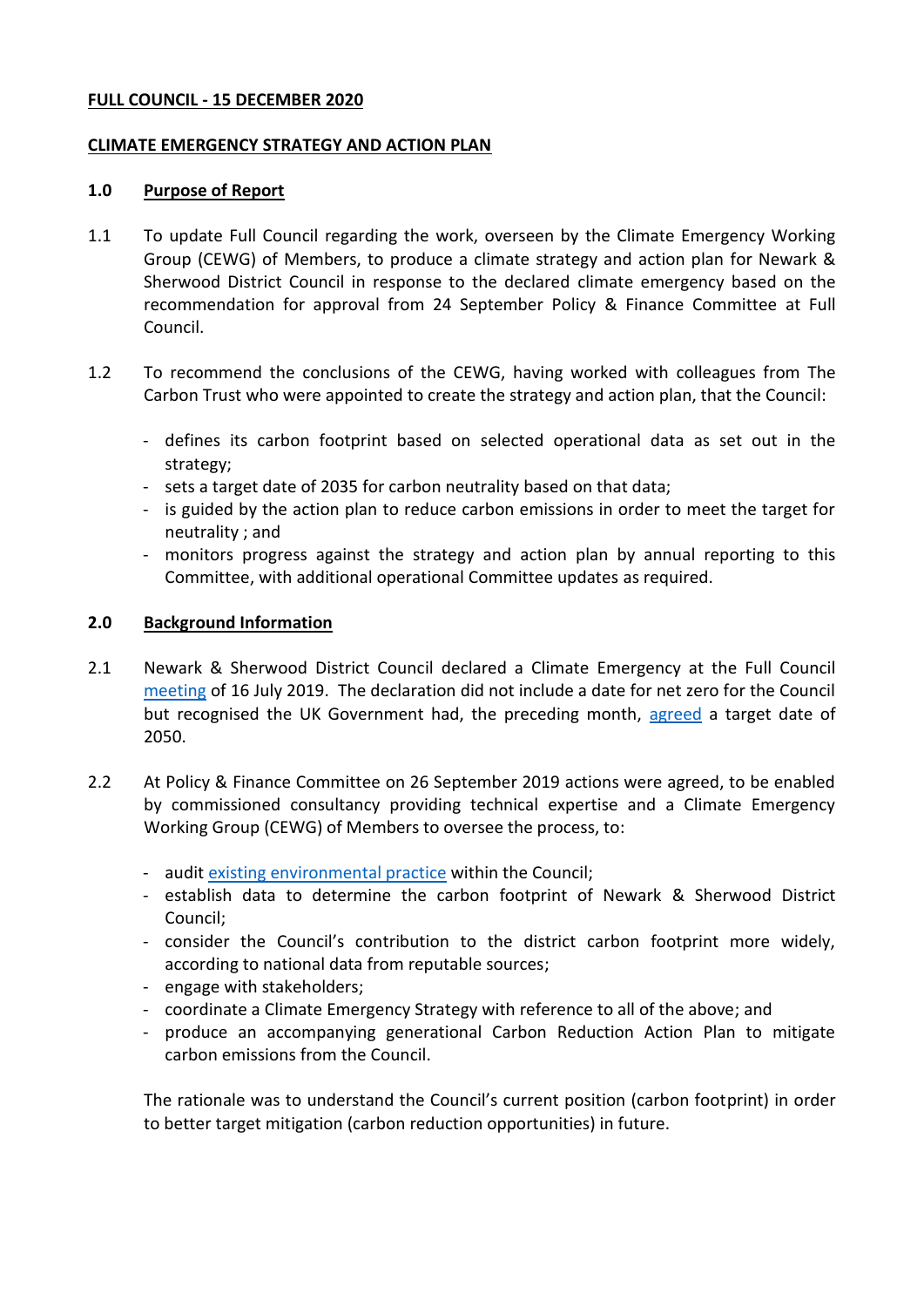**FULL COUNCIL - 15 DECEMBER 2020**

**CLIMATE EMERGENCY STRATEGY AND ACTION PLAN**

## 1.0 Purpose of Report

1.1 To update Full Council regarding the work, overseen by the Climate Emergency Working Group (CEWG) of Members, to produce a climate strategy and action plan for Newark & Sherwood District Council in response to the declared climate emergency based on the recommendation for approval from 24 September Policy & Finance Committee at Full Council.

1.2 To recommend the conclusions of the CEWG, having worked with colleagues from The Carbon Trust who were appointed to create the strategy and action plan, that the Council:

- defines its carbon footprint based on selected operational data as set out in the strategy;
- sets a target date of 2035 for carbon neutrality based on that data;
- is guided by the action plan to reduce carbon emissions in order to meet the target for neutrality ; and
- monitors progress against the strategy and action plan by annual reporting to this Committee, with additional operational Committee updates as required.

## 2.0 Background Information

2.1 Newark & Sherwood District Council declared a Climate Emergency at the Full Council meeting of 16 July 2019. The declaration did not include a date for net zero for the Council but recognised the UK Government had, the preceding month, agreed a target date of 2050.

2.2 At Policy & Finance Committee on 26 September 2019 actions were agreed, to be enabled by commissioned consultancy providing technical expertise and a Climate Emergency Working Group (CEWG) of Members to oversee the process, to:

- audit existing environmental practice within the Council;
- establish data to determine the carbon footprint of Newark & Sherwood District Council;
- consider the Council's contribution to the district carbon footprint more widely, according to national data from reputable sources;
- engage with stakeholders;
- coordinate a Climate Emergency Strategy with reference to all of the above; and
- produce an accompanying generational Carbon Reduction Action Plan to mitigate carbon emissions from the Council.

The rationale was to understand the Council's current position (carbon footprint) in order to better target mitigation (carbon reduction opportunities) in future.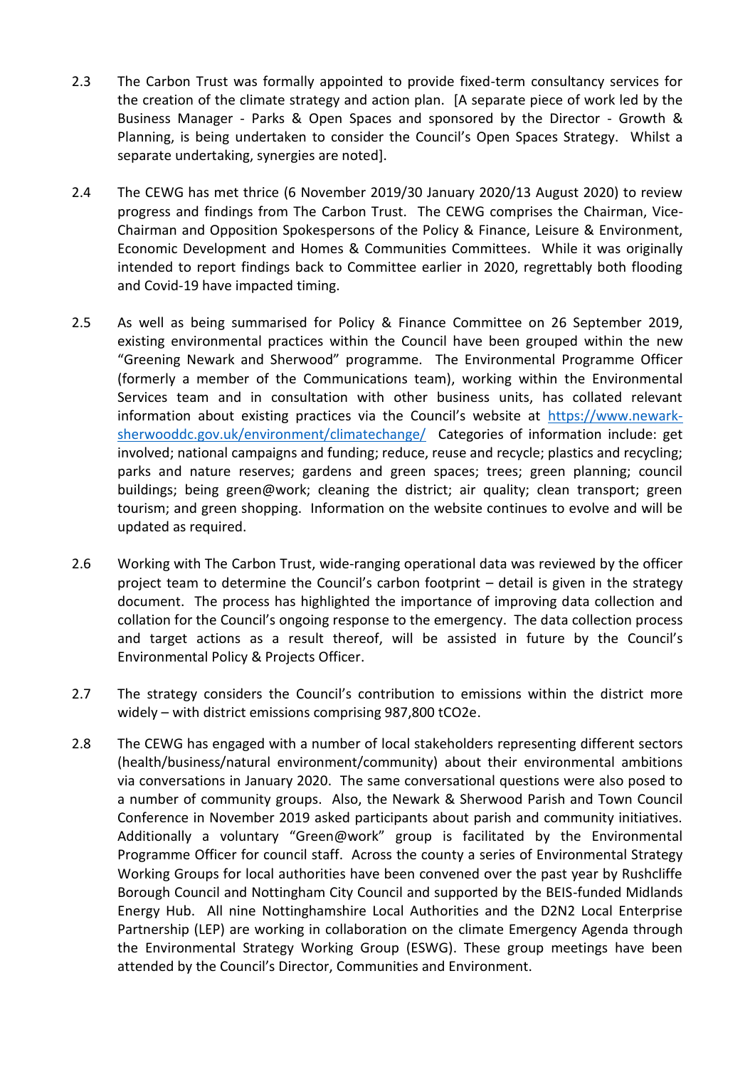2.3 The Carbon Trust was formally appointed to provide fixed-term consultancy services for the creation of the climate strategy and action plan. [A separate piece of work led by the Business Manager - Parks & Open Spaces and sponsored by the Director - Growth & Planning, is being undertaken to consider the Council's Open Spaces Strategy. Whilst a separate undertaking, synergies are noted].

2.4 The CEWG has met thrice (6 November 2019/30 January 2020/13 August 2020) to review progress and findings from The Carbon Trust. The CEWG comprises the Chairman, Vice-Chairman and Opposition Spokespersons of the Policy & Finance, Leisure & Environment, Economic Development and Homes & Communities Committees. While it was originally intended to report findings back to Committee earlier in 2020, regrettably both flooding and Covid-19 have impacted timing.

2.5 As well as being summarised for Policy & Finance Committee on 26 September 2019, existing environmental practices within the Council have been grouped within the new "Greening Newark and Sherwood" programme. The Environmental Programme Officer (formerly a member of the Communications team), working within the Environmental Services team and in consultation with other business units, has collated relevant information about existing practices via the Council's website at [https://www.newark-sherwooddc.gov.uk/environment/climatechange/](https://www.newark-sherwooddc.gov.uk/environment/climatechange/) Categories of information include: get involved; national campaigns and funding; reduce, reuse and recycle; plastics and recycling; parks and nature reserves; gardens and green spaces; trees; green planning; council buildings; being green@work; cleaning the district; air quality; clean transport; green tourism; and green shopping. Information on the website continues to evolve and will be updated as required.

2.6 Working with The Carbon Trust, wide-ranging operational data was reviewed by the officer project team to determine the Council's carbon footprint – detail is given in the strategy document. The process has highlighted the importance of improving data collection and collation for the Council's ongoing response to the emergency. The data collection process and target actions as a result thereof, will be assisted in future by the Council's Environmental Policy & Projects Officer.

2.7 The strategy considers the Council's contribution to emissions within the district more widely – with district emissions comprising 987,800 $tCO_2e$.

2.8 The CEWG has engaged with a number of local stakeholders representing different sectors (health/business/natural environment/community) about their environmental ambitions via conversations in January 2020. The same conversational questions were also posed to a number of community groups. Also, the Newark & Sherwood Parish and Town Council Conference in November 2019 asked participants about parish and community initiatives. Additionally a voluntary "Green@work" group is facilitated by the Environmental Programme Officer for council staff. Across the county a series of Environmental Strategy Working Groups for local authorities have been convened over the past year by Rushcliffe Borough Council and Nottingham City Council and supported by the BEIS-funded Midlands Energy Hub. All nine Nottinghamshire Local Authorities and the D2N2 Local Enterprise Partnership (LEP) are working in collaboration on the climate Emergency Agenda through the Environmental Strategy Working Group (ESWG). These group meetings have been attended by the Council's Director, Communities and Environment.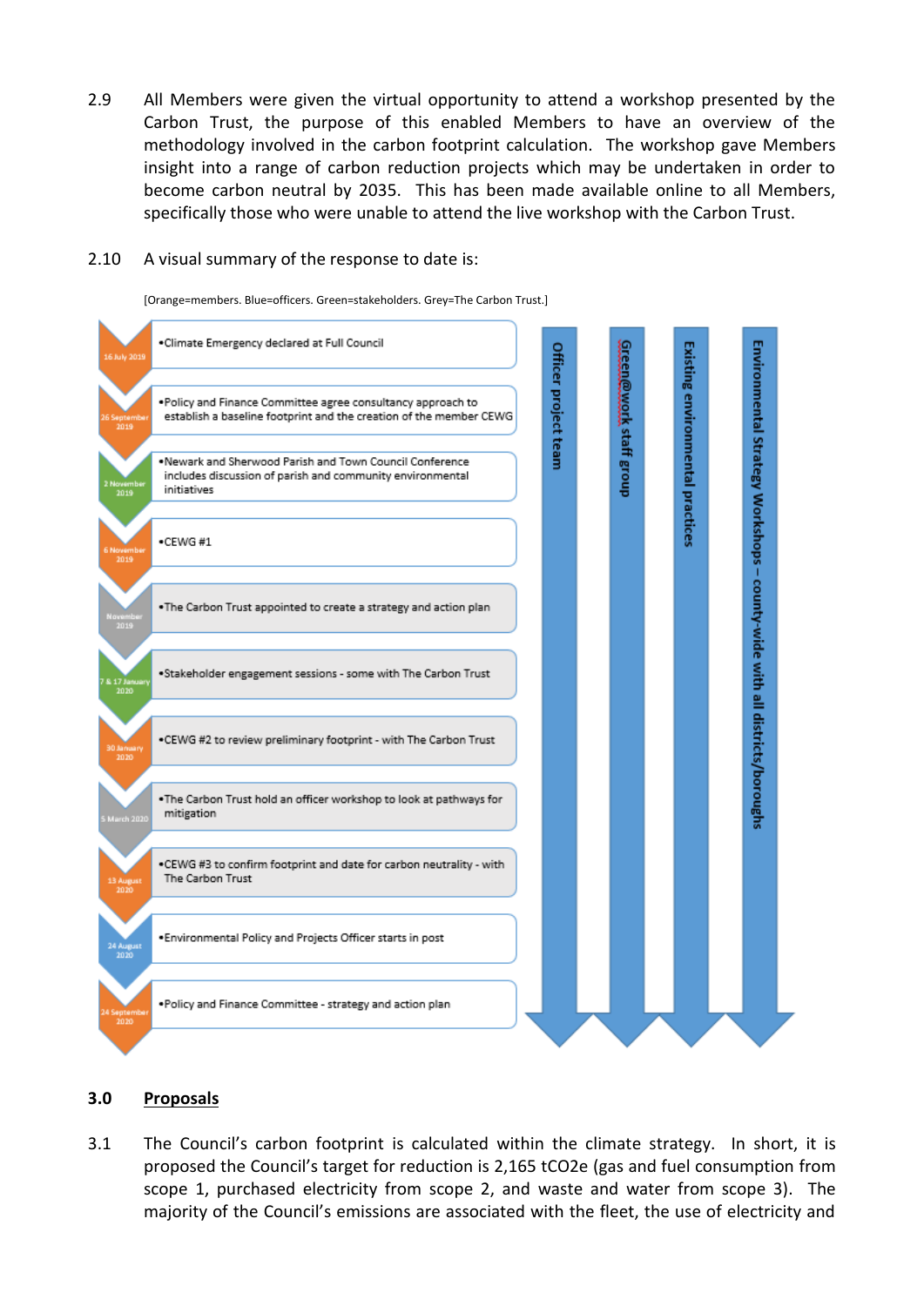2.9 All Members were given the virtual opportunity to attend a workshop presented by the Carbon Trust, the purpose of this enabled Members to have an overview of the methodology involved in the carbon footprint calculation. The workshop gave Members insight into a range of carbon reduction projects which may be undertaken in order to become carbon neutral by 2035. This has been made available online to all Members, specifically those who were unable to attend the live workshop with the Carbon Trust.

2.10 A visual summary of the response to date is:

[Orange=members. Blue=officers. Green=stakeholders. Grey=The Carbon Trust.]

| Date | Event |
|---|---|
| 16 July 2019 | •Climate Emergency declared at Full Council |
| 26 September 2019 | •Policy and Finance Committee agree consultancy approach to establish a baseline footprint and the creation of the member CEWG |
| 2 November 2019 | •Newark and Sherwood Parish and Town Council Conference includes discussion of parish and community environmental initiatives |
| 6 November 2019 | •CEWG #1 |
| November 2019 | •The Carbon Trust appointed to create a strategy and action plan |
| 7 & 17 January 2020 | •Stakeholder engagement sessions - some with The Carbon Trust |
| 30 January 2020 | •CEWG #2 to review preliminary footprint - with The Carbon Trust |
| 5 March 2020 | •The Carbon Trust hold an officer workshop to look at pathways for mitigation |
| 13 August 2020 | •CEWG #3 to confirm footprint and date for carbon neutrality - with The Carbon Trust |
| 24 August 2020 | •Environmental Policy and Projects Officer starts in post |
| 24 September 2020 | •Policy and Finance Committee - strategy and action plan |

Ongoing throughout: Officer project team; Green@work staff group; Existing environmental practices; Environmental Strategy Workshops – county-wide with all districts/boroughs

## 3.0 Proposals

3.1 The Council's carbon footprint is calculated within the climate strategy. In short, it is proposed the Council's target for reduction is 2,165 $tCO_2e$ (gas and fuel consumption from scope 1, purchased electricity from scope 2, and waste and water from scope 3). The majority of the Council's emissions are associated with the fleet, the use of electricity and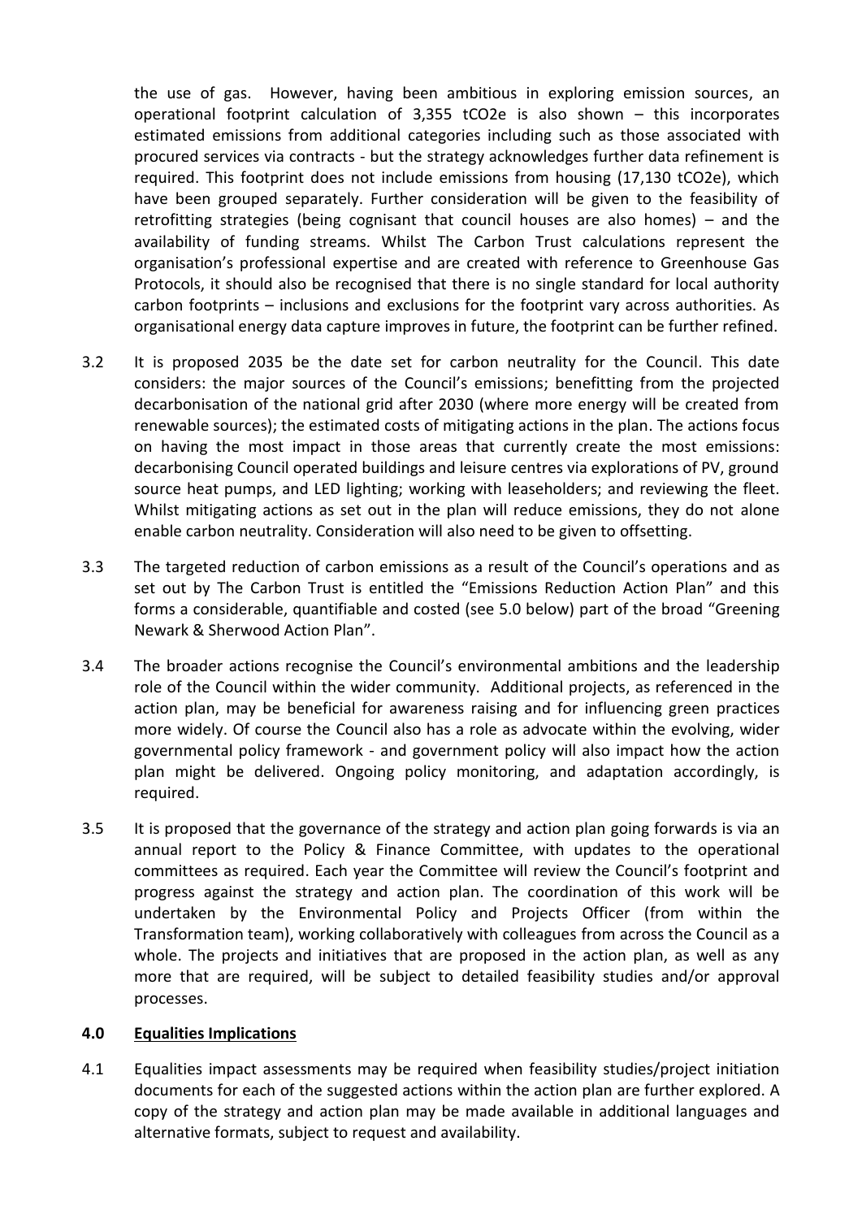the use of gas. However, having been ambitious in exploring emission sources, an operational footprint calculation of 3,355 $tCO_2e$ is also shown – this incorporates estimated emissions from additional categories including such as those associated with procured services via contracts - but the strategy acknowledges further data refinement is required. This footprint does not include emissions from housing (17,130 $tCO_2e$), which have been grouped separately. Further consideration will be given to the feasibility of retrofitting strategies (being cognisant that council houses are also homes) – and the availability of funding streams. Whilst The Carbon Trust calculations represent the organisation's professional expertise and are created with reference to Greenhouse Gas Protocols, it should also be recognised that there is no single standard for local authority carbon footprints – inclusions and exclusions for the footprint vary across authorities. As organisational energy data capture improves in future, the footprint can be further refined.

3.2 It is proposed 2035 be the date set for carbon neutrality for the Council. This date considers: the major sources of the Council's emissions; benefitting from the projected decarbonisation of the national grid after 2030 (where more energy will be created from renewable sources); the estimated costs of mitigating actions in the plan. The actions focus on having the most impact in those areas that currently create the most emissions: decarbonising Council operated buildings and leisure centres via explorations of PV, ground source heat pumps, and LED lighting; working with leaseholders; and reviewing the fleet. Whilst mitigating actions as set out in the plan will reduce emissions, they do not alone enable carbon neutrality. Consideration will also need to be given to offsetting.

3.3 The targeted reduction of carbon emissions as a result of the Council's operations and as set out by The Carbon Trust is entitled the "Emissions Reduction Action Plan" and this forms a considerable, quantifiable and costed (see 5.0 below) part of the broad "Greening Newark & Sherwood Action Plan".

3.4 The broader actions recognise the Council's environmental ambitions and the leadership role of the Council within the wider community. Additional projects, as referenced in the action plan, may be beneficial for awareness raising and for influencing green practices more widely. Of course the Council also has a role as advocate within the evolving, wider governmental policy framework - and government policy will also impact how the action plan might be delivered. Ongoing policy monitoring, and adaptation accordingly, is required.

3.5 It is proposed that the governance of the strategy and action plan going forwards is via an annual report to the Policy & Finance Committee, with updates to the operational committees as required. Each year the Committee will review the Council's footprint and progress against the strategy and action plan. The coordination of this work will be undertaken by the Environmental Policy and Projects Officer (from within the Transformation team), working collaboratively with colleagues from across the Council as a whole. The projects and initiatives that are proposed in the action plan, as well as any more that are required, will be subject to detailed feasibility studies and/or approval processes.

## 4.0 Equalities Implications

4.1 Equalities impact assessments may be required when feasibility studies/project initiation documents for each of the suggested actions within the action plan are further explored. A copy of the strategy and action plan may be made available in additional languages and alternative formats, subject to request and availability.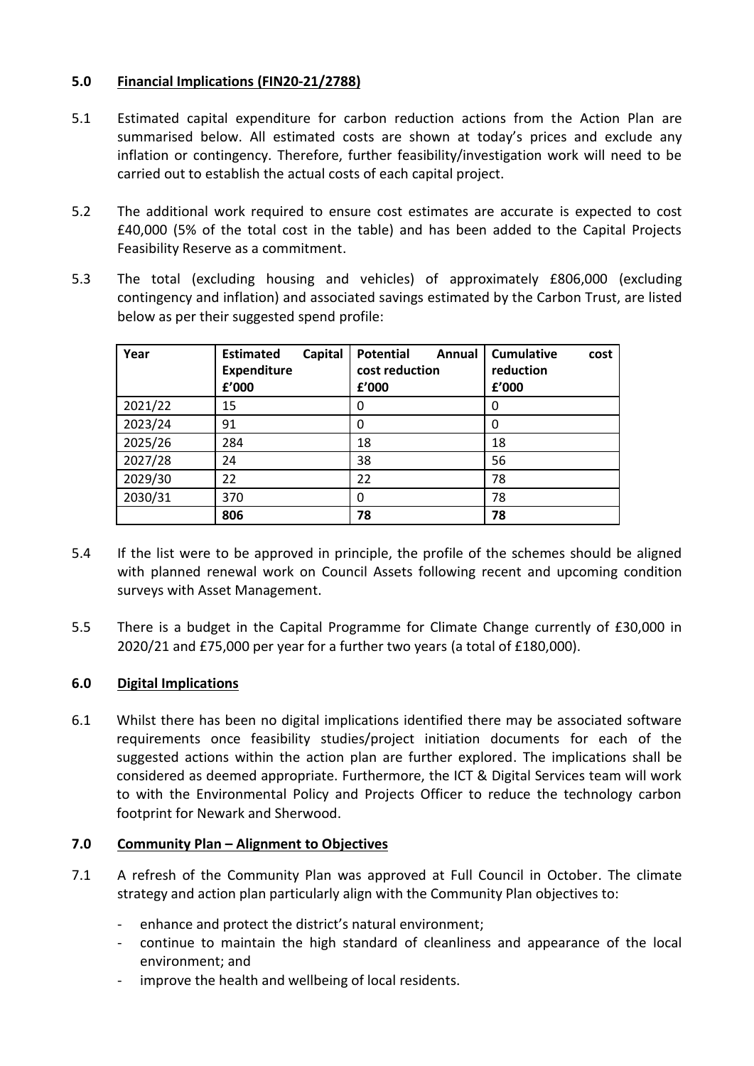## 5.0 Financial Implications (FIN20-21/2788)

5.1 Estimated capital expenditure for carbon reduction actions from the Action Plan are summarised below. All estimated costs are shown at today's prices and exclude any inflation or contingency. Therefore, further feasibility/investigation work will need to be carried out to establish the actual costs of each capital project.

5.2 The additional work required to ensure cost estimates are accurate is expected to cost £40,000 (5% of the total cost in the table) and has been added to the Capital Projects Feasibility Reserve as a commitment.

5.3 The total (excluding housing and vehicles) of approximately £806,000 (excluding contingency and inflation) and associated savings estimated by the Carbon Trust, are listed below as per their suggested spend profile:

| Year | Estimated Capital Expenditure £'000 | Potential Annual cost reduction £'000 | Cumulative cost reduction £'000 |
|---|---|---|---|
| 2021/22 | 15 | 0 | 0 |
| 2023/24 | 91 | 0 | 0 |
| 2025/26 | 284 | 18 | 18 |
| 2027/28 | 24 | 38 | 56 |
| 2029/30 | 22 | 22 | 78 |
| 2030/31 | 370 | 0 | 78 |
| | **806** | **78** | **78** |

5.4 If the list were to be approved in principle, the profile of the schemes should be aligned with planned renewal work on Council Assets following recent and upcoming condition surveys with Asset Management.

5.5 There is a budget in the Capital Programme for Climate Change currently of £30,000 in 2020/21 and £75,000 per year for a further two years (a total of £180,000).

## 6.0 Digital Implications

6.1 Whilst there has been no digital implications identified there may be associated software requirements once feasibility studies/project initiation documents for each of the suggested actions within the action plan are further explored. The implications shall be considered as deemed appropriate. Furthermore, the ICT & Digital Services team will work to with the Environmental Policy and Projects Officer to reduce the technology carbon footprint for Newark and Sherwood.

## 7.0 Community Plan – Alignment to Objectives

7.1 A refresh of the Community Plan was approved at Full Council in October. The climate strategy and action plan particularly align with the Community Plan objectives to:

- enhance and protect the district's natural environment;
- continue to maintain the high standard of cleanliness and appearance of the local environment; and
- improve the health and wellbeing of local residents.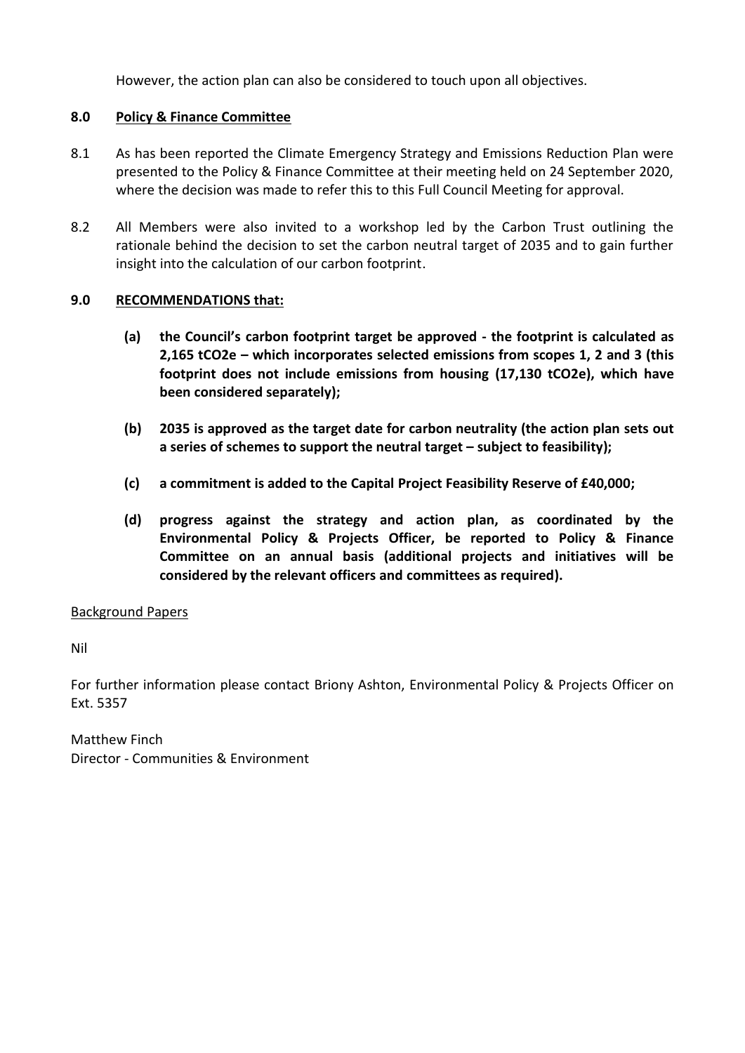However, the action plan can also be considered to touch upon all objectives.

## 8.0 Policy & Finance Committee

8.1 As has been reported the Climate Emergency Strategy and Emissions Reduction Plan were presented to the Policy & Finance Committee at their meeting held on 24 September 2020, where the decision was made to refer this to this Full Council Meeting for approval.

8.2 All Members were also invited to a workshop led by the Carbon Trust outlining the rationale behind the decision to set the carbon neutral target of 2035 and to gain further insight into the calculation of our carbon footprint.

## 9.0 RECOMMENDATIONS that:

**(a) the Council's carbon footprint target be approved - the footprint is calculated as 2,165 tCO2e – which incorporates selected emissions from scopes 1, 2 and 3 (this footprint does not include emissions from housing (17,130 tCO2e), which have been considered separately);**

**(b) 2035 is approved as the target date for carbon neutrality (the action plan sets out a series of schemes to support the neutral target – subject to feasibility);**

**(c) a commitment is added to the Capital Project Feasibility Reserve of £40,000;**

**(d) progress against the strategy and action plan, as coordinated by the Environmental Policy & Projects Officer, be reported to Policy & Finance Committee on an annual basis (additional projects and initiatives will be considered by the relevant officers and committees as required).**

Background Papers

Nil

For further information please contact Briony Ashton, Environmental Policy & Projects Officer on Ext. 5357

Matthew Finch
Director - Communities & Environment